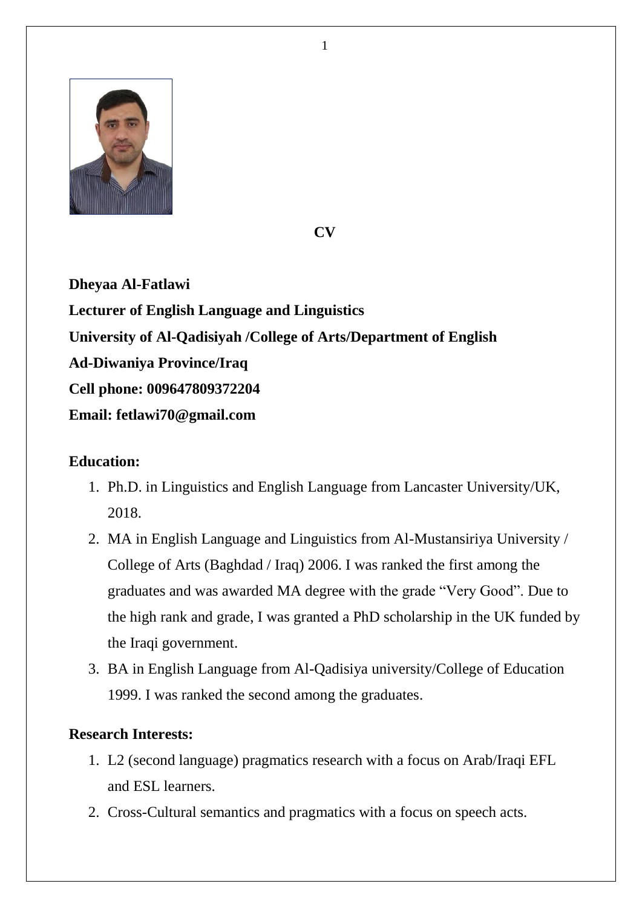# CV

**Dheyaa Al-Fatlawi**

**Lecturer of English Language and Linguistics**

**University of Al-Qadisiyah /College of Arts/Department of English**

**Ad-Diwaniya Province/Iraq**

**Cell phone: 009647809372204**

**Email: fetlawi70@gmail.com**

## Education:

1. Ph.D. in Linguistics and English Language from Lancaster University/UK, 2018.
2. MA in English Language and Linguistics from Al-Mustansiriya University / College of Arts (Baghdad / Iraq) 2006. I was ranked the first among the graduates and was awarded MA degree with the grade "Very Good". Due to the high rank and grade, I was granted a PhD scholarship in the UK funded by the Iraqi government.
3. BA in English Language from Al-Qadisiya university/College of Education 1999. I was ranked the second among the graduates.

## Research Interests:

1. L2 (second language) pragmatics research with a focus on Arab/Iraqi EFL and ESL learners.
2. Cross-Cultural semantics and pragmatics with a focus on speech acts.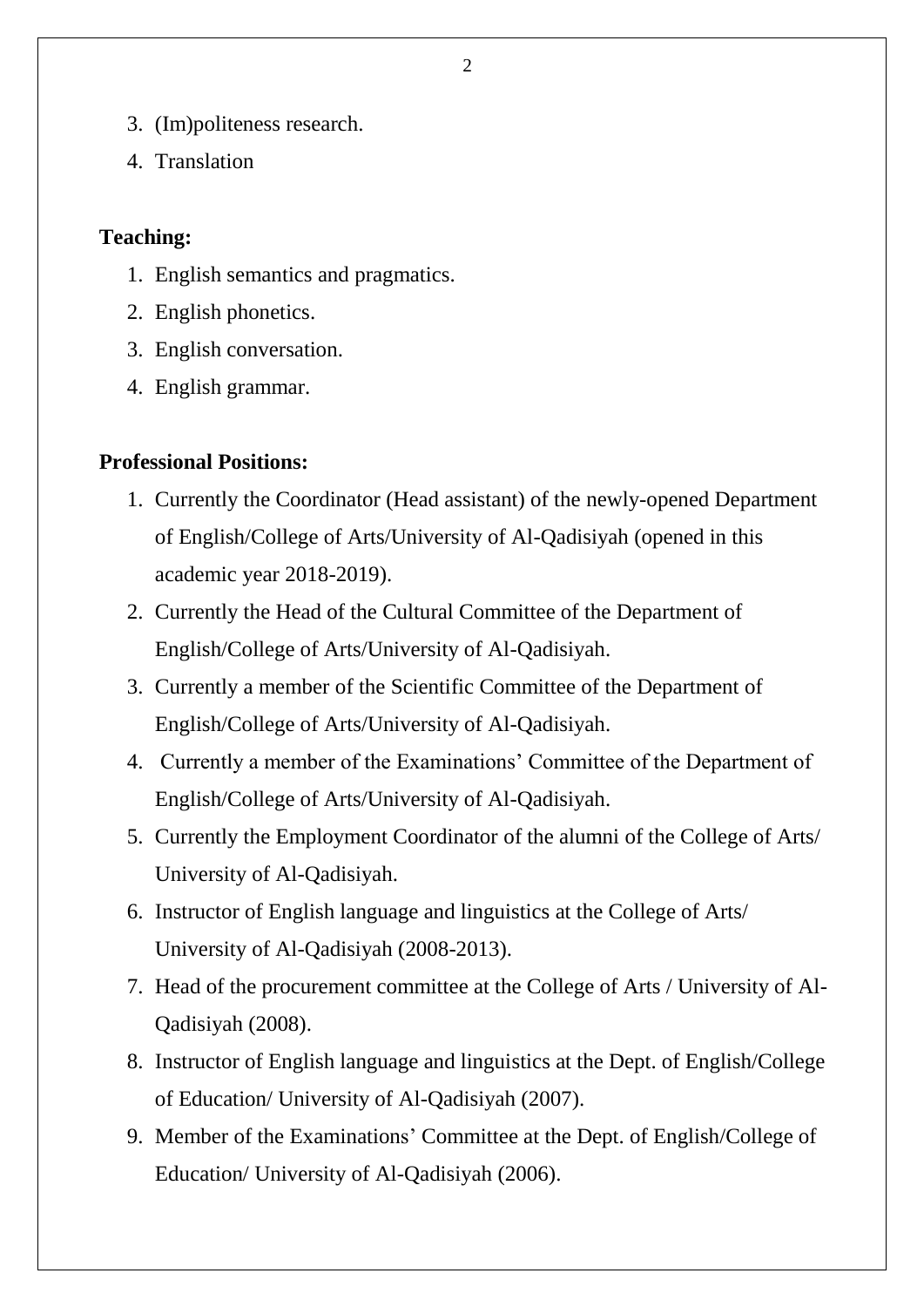3. (Im)politeness research.
4. Translation

**Teaching:**

1. English semantics and pragmatics.
2. English phonetics.
3. English conversation.
4. English grammar.

**Professional Positions:**

1. Currently the Coordinator (Head assistant) of the newly-opened Department of English/College of Arts/University of Al-Qadisiyah (opened in this academic year 2018-2019).
2. Currently the Head of the Cultural Committee of the Department of English/College of Arts/University of Al-Qadisiyah.
3. Currently a member of the Scientific Committee of the Department of English/College of Arts/University of Al-Qadisiyah.
4. Currently a member of the Examinations' Committee of the Department of English/College of Arts/University of Al-Qadisiyah.
5. Currently the Employment Coordinator of the alumni of the College of Arts/ University of Al-Qadisiyah.
6. Instructor of English language and linguistics at the College of Arts/ University of Al-Qadisiyah (2008-2013).
7. Head of the procurement committee at the College of Arts / University of Al-Qadisiyah (2008).
8. Instructor of English language and linguistics at the Dept. of English/College of Education/ University of Al-Qadisiyah (2007).
9. Member of the Examinations' Committee at the Dept. of English/College of Education/ University of Al-Qadisiyah (2006).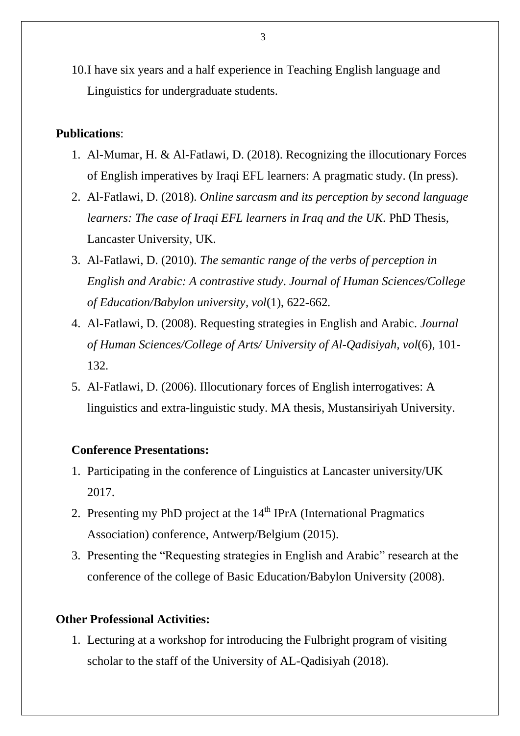10. I have six years and a half experience in Teaching English language and Linguistics for undergraduate students.

**Publications**:

1. Al-Mumar, H. & Al-Fatlawi, D. (2018). Recognizing the illocutionary Forces of English imperatives by Iraqi EFL learners: A pragmatic study. (In press).
2. Al-Fatlawi, D. (2018). *Online sarcasm and its perception by second language learners: The case of Iraqi EFL learners in Iraq and the UK*. PhD Thesis, Lancaster University, UK.
3. Al-Fatlawi, D. (2010). *The semantic range of the verbs of perception in English and Arabic: A contrastive study*. *Journal of Human Sciences/College of Education/Babylon university, vol*(1), 622-662.
4. Al-Fatlawi, D. (2008). Requesting strategies in English and Arabic. *Journal of Human Sciences/College of Arts/ University of Al-Qadisiyah, vol*(6), 101-132.
5. Al-Fatlawi, D. (2006). Illocutionary forces of English interrogatives: A linguistics and extra-linguistic study. MA thesis, Mustansiriyah University.

**Conference Presentations:**

1. Participating in the conference of Linguistics at Lancaster university/UK 2017.
2. Presenting my PhD project at the 14th IPrA (International Pragmatics Association) conference, Antwerp/Belgium (2015).
3. Presenting the "Requesting strategies in English and Arabic" research at the conference of the college of Basic Education/Babylon University (2008).

**Other Professional Activities:**

1. Lecturing at a workshop for introducing the Fulbright program of visiting scholar to the staff of the University of AL-Qadisiyah (2018).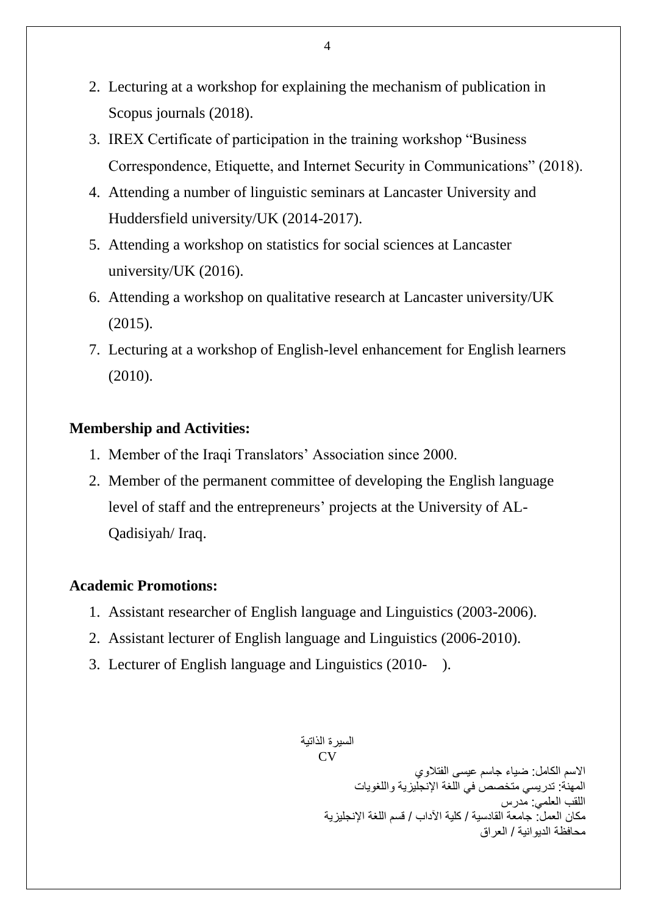2. Lecturing at a workshop for explaining the mechanism of publication in Scopus journals (2018).
3. IREX Certificate of participation in the training workshop “Business Correspondence, Etiquette, and Internet Security in Communications” (2018).
4. Attending a number of linguistic seminars at Lancaster University and Huddersfield university/UK (2014-2017).
5. Attending a workshop on statistics for social sciences at Lancaster university/UK (2016).
6. Attending a workshop on qualitative research at Lancaster university/UK (2015).
7. Lecturing at a workshop of English-level enhancement for English learners (2010).

**Membership and Activities:**

1. Member of the Iraqi Translators’ Association since 2000.
2. Member of the permanent committee of developing the English language level of staff and the entrepreneurs’ projects at the University of AL-Qadisiyah/ Iraq.

**Academic Promotions:**

1. Assistant researcher of English language and Linguistics (2003-2006).
2. Assistant lecturer of English language and Linguistics (2006-2010).
3. Lecturer of English language and Linguistics (2010- ).

السيرة الذاتية
CV

الاسم الكامل: ضياء جاسم عيسى الفتلاوي
المهنة: تدريسي متخصص في اللغة الإنجليزية واللغويات
اللقب العلمي: مدرس
مكان العمل: جامعة القادسية / كلية الآداب / قسم اللغة الإنجليزية
محافظة الديوانية / العراق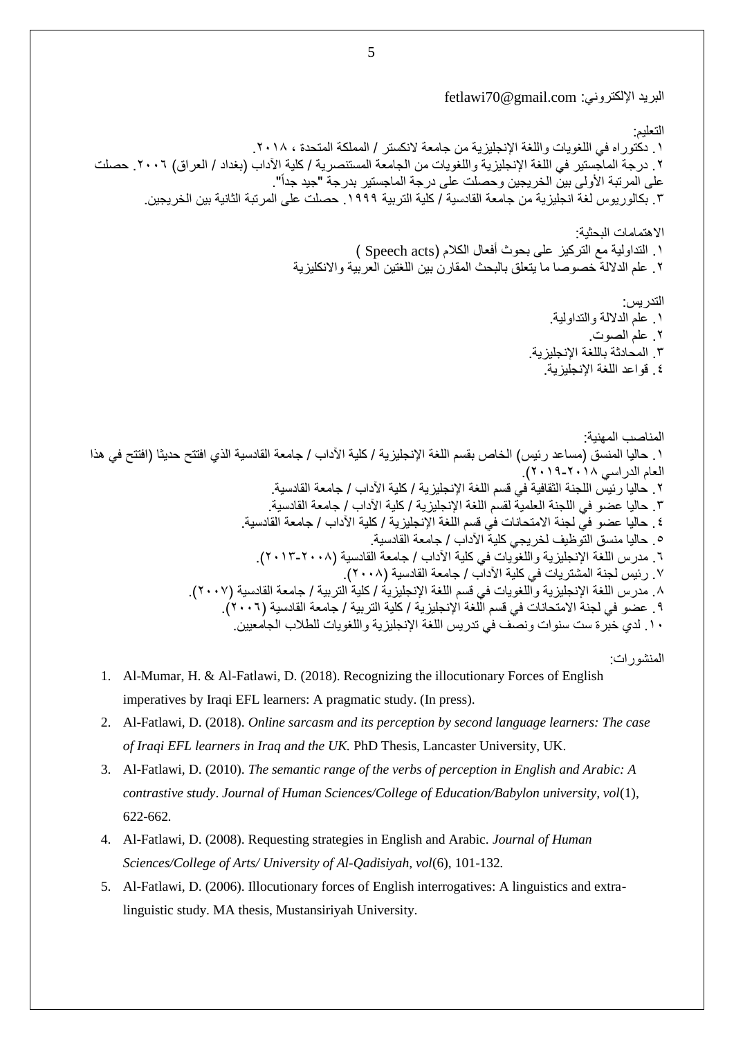البريد الإلكتروني: fetlawi70@gmail.com

التعليم:

١. دكتوراه في اللغويات واللغة الإنجليزية من جامعة لانكستر / المملكة المتحدة ، ٢٠١٨.
٢. درجة الماجستير في اللغة الإنجليزية واللغويات من الجامعة المستنصرية / كلية الآداب (بغداد / العراق) ٢٠٠٦. حصلت على المرتبة الأولى بين الخريجين وحصلت على درجة الماجستير بدرجة "جيد جداً".
٣. بكالوريوس لغة انجليزية من جامعة القادسية / كلية التربية ١٩٩٩. حصلت على المرتبة الثانية بين الخريجين.

الاهتمامات البحثية:

١. التداولية مع التركيز على بحوث أفعال الكلام (Speech acts )
٢. علم الدلالة خصوصا ما يتعلق بالبحث المقارن بين اللغتين العربية والانكليزية

التدريس:

١. علم الدلالة والتداولية.
٢. علم الصوت.
٣. المحادثة باللغة الإنجليزية.
٤. قواعد اللغة الإنجليزية.

المناصب المهنية:

١. حاليا المنسق (مساعد رئيس) الخاص بقسم اللغة الإنجليزية / كلية الآداب / جامعة القادسية الذي افتتح حديثا (افتتح في هذا العام الدراسي ٢٠١٨-٢٠١٩).
٢. حاليا رئيس اللجنة الثقافية في قسم اللغة الإنجليزية / كلية الآداب / جامعة القادسية.
٣. حاليا عضو في اللجنة العلمية لقسم اللغة الإنجليزية / كلية الآداب / جامعة القادسية.
٤. حاليا عضو في لجنة الامتحانات في قسم اللغة الإنجليزية / كلية الآداب / جامعة القادسية.
٥. حاليا منسق التوظيف لخريجي كلية الآداب / جامعة القادسية.
٦. مدرس اللغة الإنجليزية واللغويات في كلية الآداب / جامعة القادسية (٢٠٠٨-٢٠١٣).
٧. رئيس لجنة المشتريات في كلية الآداب / جامعة القادسية (٢٠٠٨).
٨. مدرس اللغة الإنجليزية واللغويات في قسم اللغة الإنجليزية / كلية التربية / جامعة القادسية (٢٠٠٧).
٩. عضو في لجنة الامتحانات في قسم اللغة الإنجليزية / كلية التربية / جامعة القادسية (٢٠٠٦).
١٠. لدي خبرة ست سنوات ونصف في تدريس اللغة الإنجليزية واللغويات للطلاب الجامعيين.

المنشورات:

1. Al-Mumar, H. & Al-Fatlawi, D. (2018). Recognizing the illocutionary Forces of English imperatives by Iraqi EFL learners: A pragmatic study. (In press).
2. Al-Fatlawi, D. (2018). *Online sarcasm and its perception by second language learners: The case of Iraqi EFL learners in Iraq and the UK.* PhD Thesis, Lancaster University, UK.
3. Al-Fatlawi, D. (2010). *The semantic range of the verbs of perception in English and Arabic: A contrastive study*. *Journal of Human Sciences/College of Education/Babylon university, vol*(1), 622-662.
4. Al-Fatlawi, D. (2008). Requesting strategies in English and Arabic. *Journal of Human Sciences/College of Arts/ University of Al-Qadisiyah, vol*(6), 101-132.
5. Al-Fatlawi, D. (2006). Illocutionary forces of English interrogatives: A linguistics and extra-linguistic study. MA thesis, Mustansiriyah University.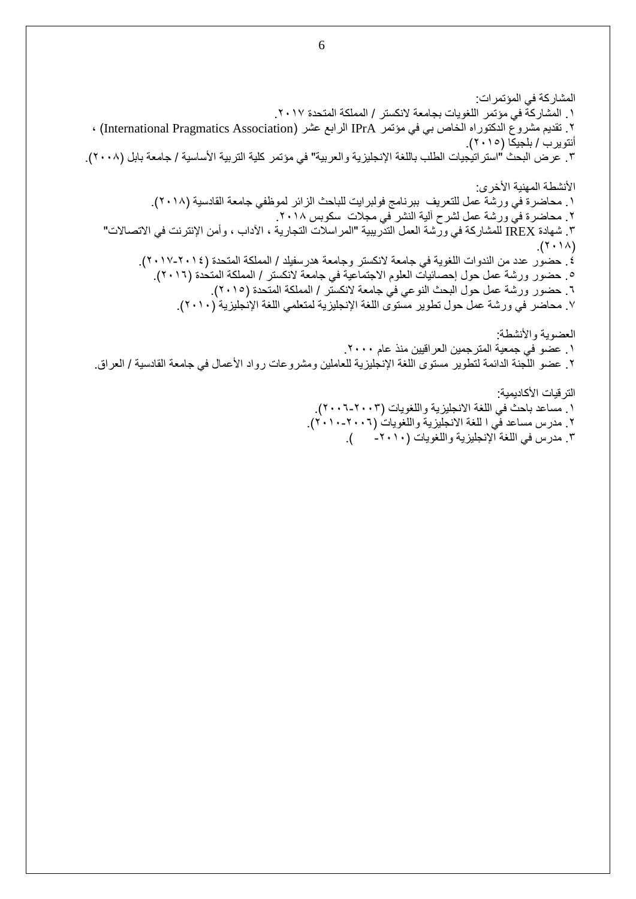المشاركة في المؤتمرات:

١. المشاركة في مؤتمر اللغويات بجامعة لانكستر / المملكة المتحدة ٢٠١٧.

٢. تقديم مشروع الدكتوراه الخاص بي في مؤتمر IPrA الرابع عشر (International Pragmatics Association) ، أنتويرب / بلجيكا (٢٠١٥).

٣. عرض البحث "استراتيجيات الطلب باللغة الإنجليزية والعربية" في مؤتمر كلية التربية الأساسية / جامعة بابل (٢٠٠٨).

الأنشطة المهنية الأخرى:

١. محاضرة في ورشة عمل للتعريف ببرنامج فولبرايت للباحث الزائر لموظفي جامعة القادسية (٢٠١٨).

٢. محاضرة في ورشة عمل لشرح آلية النشر في مجلات سكوبس ٢٠١٨.

٣. شهادة IREX للمشاركة في ورشة العمل التدريبية "المراسلات التجارية ، الآداب ، وأمن الإنترنت في الاتصالات" (٢٠١٨).

٤. حضور عدد من الندوات اللغوية في جامعة لانكستر وجامعة هدرسفيلد / المملكة المتحدة (٢٠١٤-٢٠١٧).

٥. حضور ورشة عمل حول إحصائيات العلوم الاجتماعية في جامعة لانكستر / المملكة المتحدة (٢٠١٦).

٦. حضور ورشة عمل حول البحث النوعي في جامعة لانكستر / المملكة المتحدة (٢٠١٥).

٧. محاضر في ورشة عمل حول تطوير مستوى اللغة الإنجليزية لمتعلمي اللغة الإنجليزية (٢٠١٠).

العضوية والأنشطة:

١. عضو في جمعية المترجمين العراقيين منذ عام ٢٠٠٠.

٢. عضو اللجنة الدائمة لتطوير مستوى اللغة الإنجليزية للعاملين ومشروعات رواد الأعمال في جامعة القادسية / العراق.

الترقيات الأكاديمية:

١. مساعد باحث في اللغة الانجليزية واللغويات (٢٠٠٣-٢٠٠٦).

٢. مدرس مساعد في ا للغة الانجليزية واللغويات (٢٠٠٦-٢٠١٠).

٣. مدرس في اللغة الإنجليزية واللغويات (٢٠١٠- ).